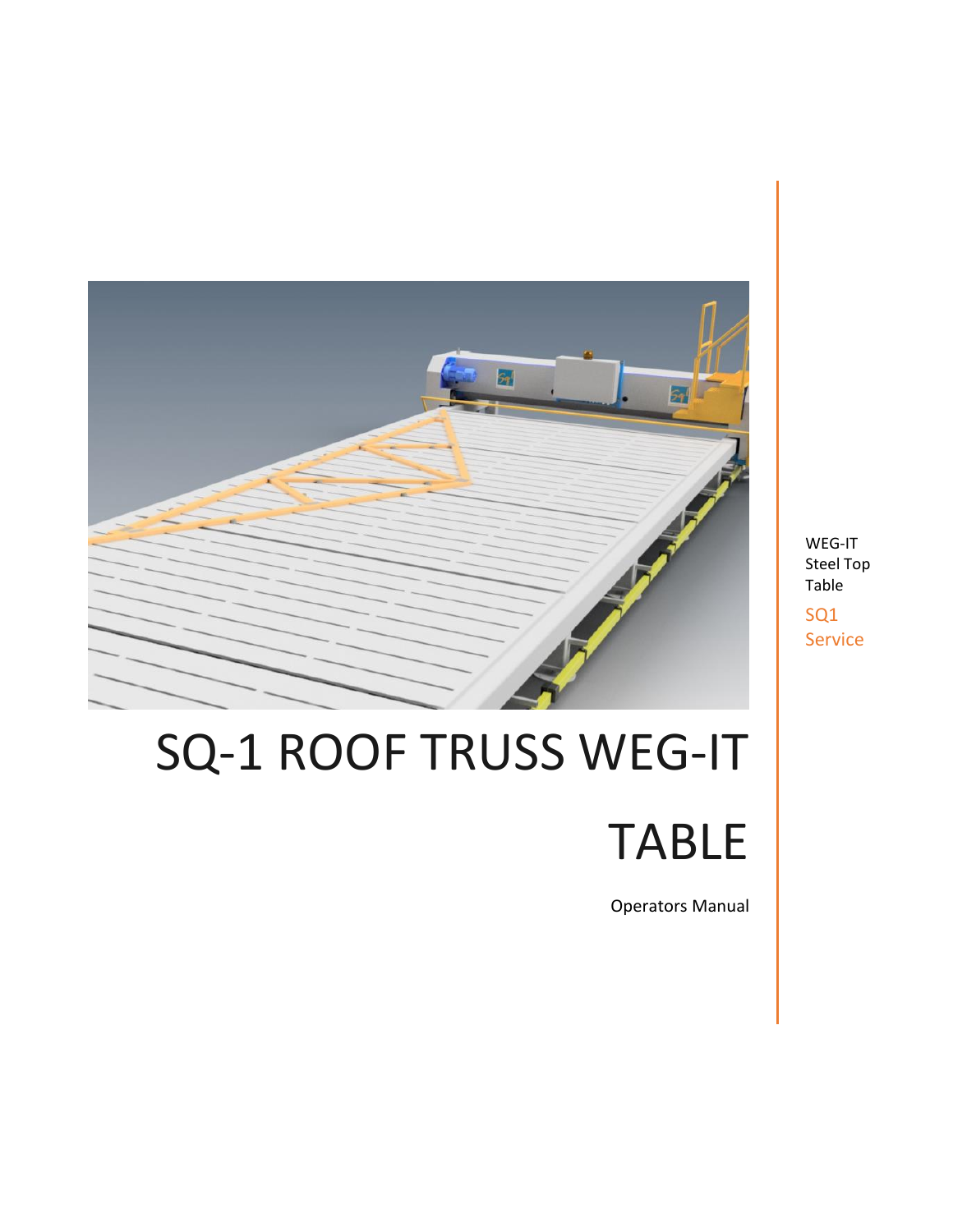# SQ-1 ROOF TRUSS WEG-IT TABLE

Operators Manual

WEG-IT Steel Top Table

SQ1 Service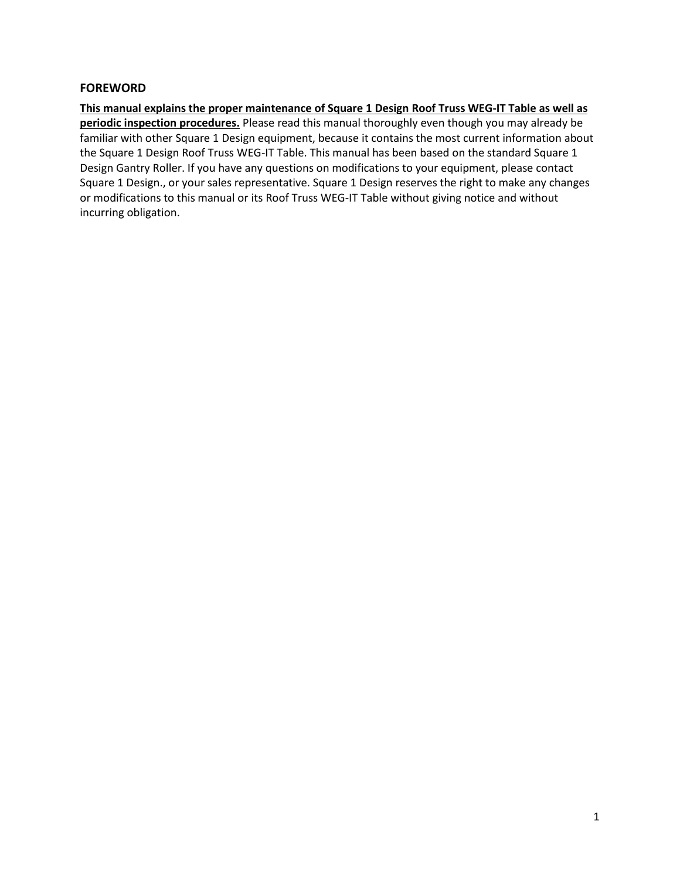## FOREWORD

**<u>This manual explains the proper maintenance of Square 1 Design Roof Truss WEG-IT Table as well as periodic inspection procedures.</u>** Please read this manual thoroughly even though you may already be familiar with other Square 1 Design equipment, because it contains the most current information about the Square 1 Design Roof Truss WEG-IT Table. This manual has been based on the standard Square 1 Design Gantry Roller. If you have any questions on modifications to your equipment, please contact Square 1 Design., or your sales representative. Square 1 Design reserves the right to make any changes or modifications to this manual or its Roof Truss WEG-IT Table without giving notice and without incurring obligation.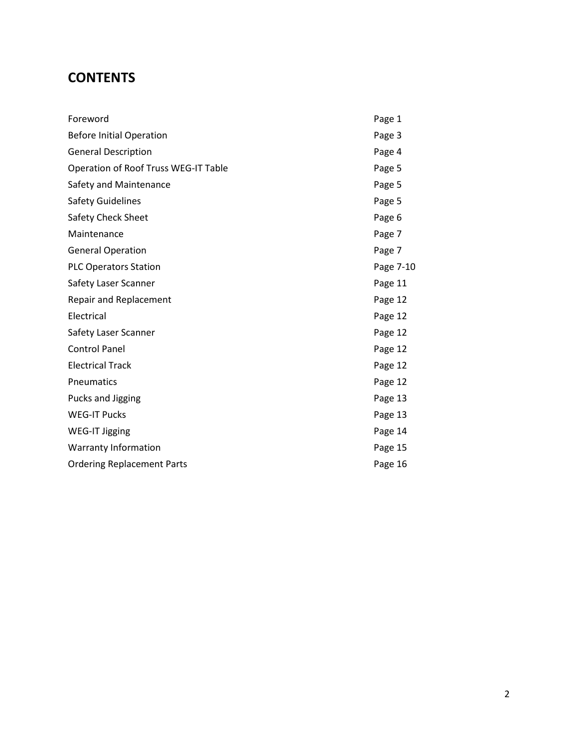# CONTENTS

| | |
|---|---|
| Foreword | Page 1 |
| Before Initial Operation | Page 3 |
| General Description | Page 4 |
| Operation of Roof Truss WEG-IT Table | Page 5 |
| Safety and Maintenance | Page 5 |
| Safety Guidelines | Page 5 |
| Safety Check Sheet | Page 6 |
| Maintenance | Page 7 |
| General Operation | Page 7 |
| PLC Operators Station | Page 7-10 |
| Safety Laser Scanner | Page 11 |
| Repair and Replacement | Page 12 |
| Electrical | Page 12 |
| Safety Laser Scanner | Page 12 |
| Control Panel | Page 12 |
| Electrical Track | Page 12 |
| Pneumatics | Page 12 |
| Pucks and Jigging | Page 13 |
| WEG-IT Pucks | Page 13 |
| WEG-IT Jigging | Page 14 |
| Warranty Information | Page 15 |
| Ordering Replacement Parts | Page 16 |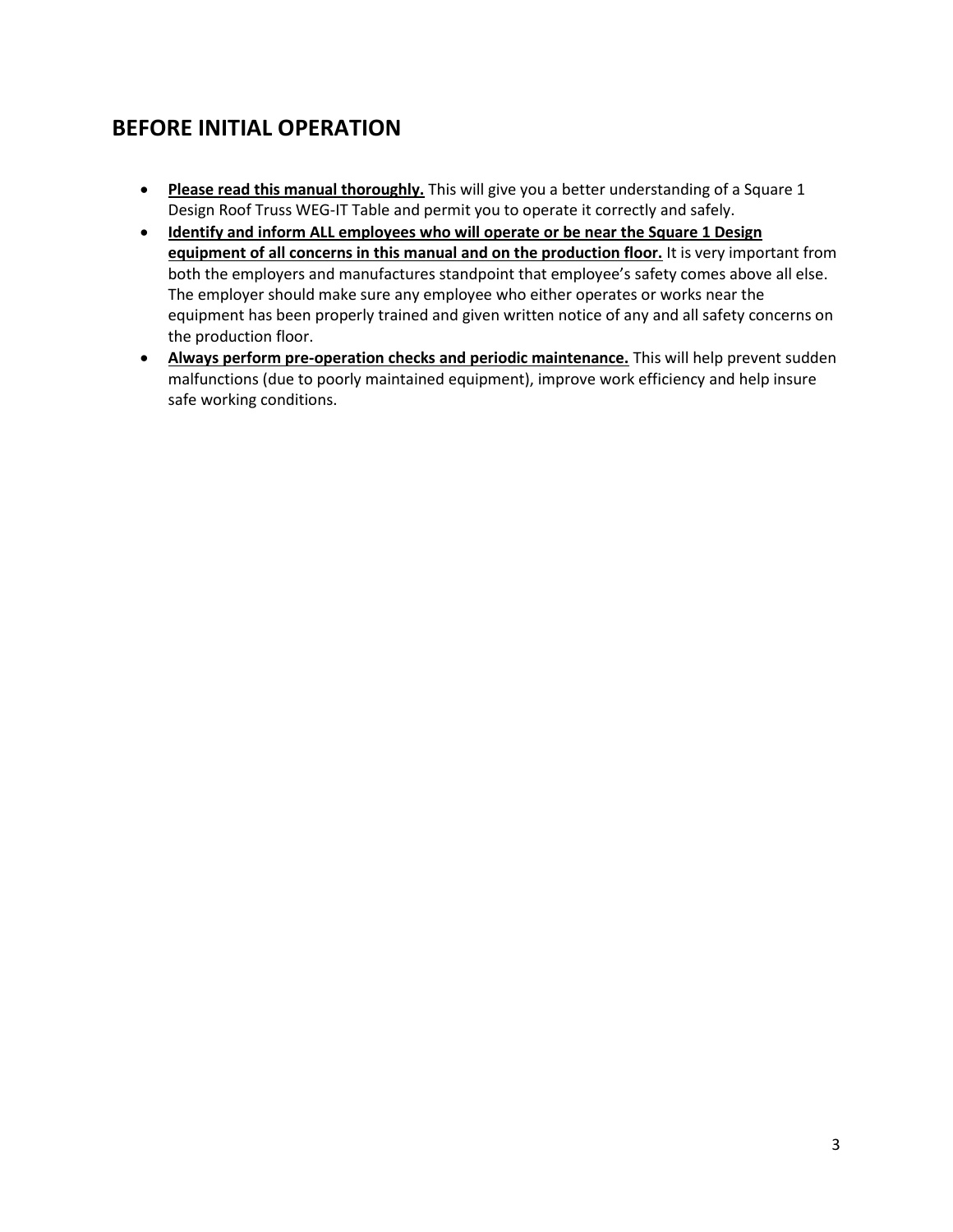## BEFORE INITIAL OPERATION

- **<u>Please read this manual thoroughly.</u>** This will give you a better understanding of a Square 1 Design Roof Truss WEG-IT Table and permit you to operate it correctly and safely.
- **<u>Identify and inform ALL employees who will operate or be near the Square 1 Design equipment of all concerns in this manual and on the production floor.</u>** It is very important from both the employers and manufactures standpoint that employee's safety comes above all else. The employer should make sure any employee who either operates or works near the equipment has been properly trained and given written notice of any and all safety concerns on the production floor.
- **<u>Always perform pre-operation checks and periodic maintenance.</u>** This will help prevent sudden malfunctions (due to poorly maintained equipment), improve work efficiency and help insure safe working conditions.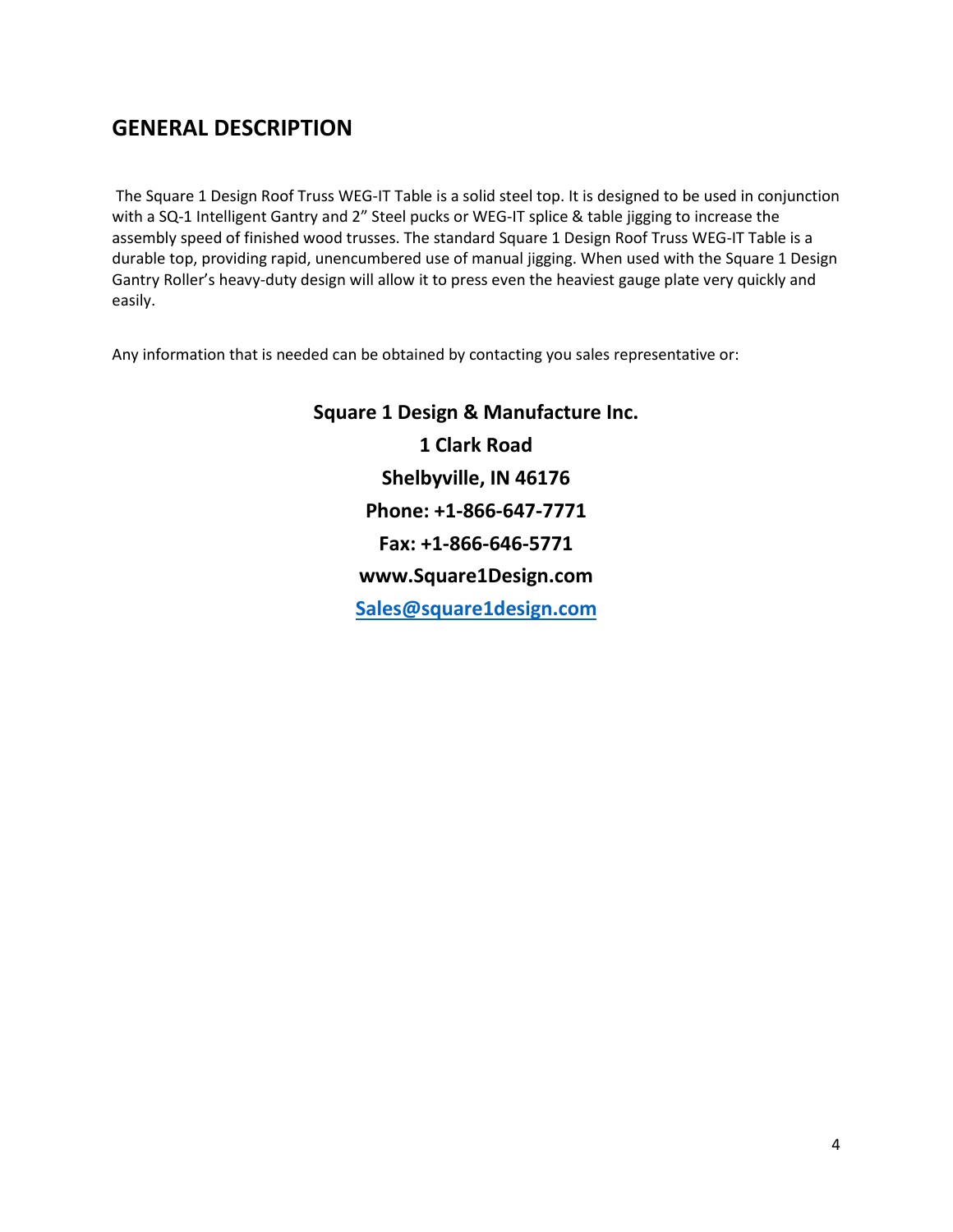## GENERAL DESCRIPTION

The Square 1 Design Roof Truss WEG-IT Table is a solid steel top. It is designed to be used in conjunction with a SQ-1 Intelligent Gantry and 2" Steel pucks or WEG-IT splice & table jigging to increase the assembly speed of finished wood trusses. The standard Square 1 Design Roof Truss WEG-IT Table is a durable top, providing rapid, unencumbered use of manual jigging. When used with the Square 1 Design Gantry Roller's heavy-duty design will allow it to press even the heaviest gauge plate very quickly and easily.

Any information that is needed can be obtained by contacting you sales representative or:

**Square 1 Design & Manufacture Inc.**

**1 Clark Road**

**Shelbyville, IN 46176**

**Phone: +1-866-647-7771**

**Fax: +1-866-646-5771**

**www.Square1Design.com**

**Sales@square1design.com**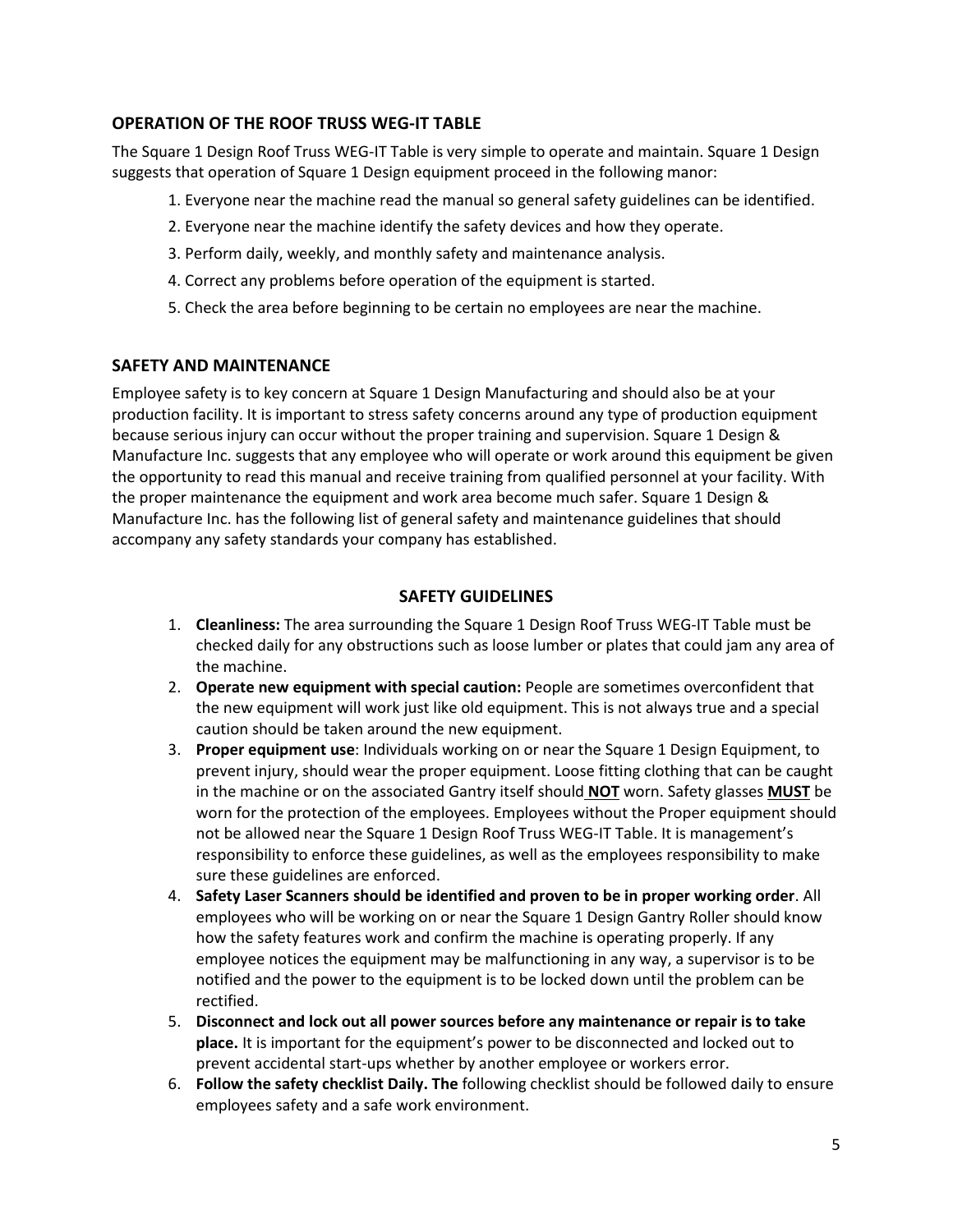## OPERATION OF THE ROOF TRUSS WEG-IT TABLE

The Square 1 Design Roof Truss WEG-IT Table is very simple to operate and maintain. Square 1 Design suggests that operation of Square 1 Design equipment proceed in the following manor:

1. Everyone near the machine read the manual so general safety guidelines can be identified.
2. Everyone near the machine identify the safety devices and how they operate.
3. Perform daily, weekly, and monthly safety and maintenance analysis.
4. Correct any problems before operation of the equipment is started.
5. Check the area before beginning to be certain no employees are near the machine.

## SAFETY AND MAINTENANCE

Employee safety is to key concern at Square 1 Design Manufacturing and should also be at your production facility. It is important to stress safety concerns around any type of production equipment because serious injury can occur without the proper training and supervision. Square 1 Design & Manufacture Inc. suggests that any employee who will operate or work around this equipment be given the opportunity to read this manual and receive training from qualified personnel at your facility. With the proper maintenance the equipment and work area become much safer. Square 1 Design & Manufacture Inc. has the following list of general safety and maintenance guidelines that should accompany any safety standards your company has established.

### SAFETY GUIDELINES

1. **Cleanliness:** The area surrounding the Square 1 Design Roof Truss WEG-IT Table must be checked daily for any obstructions such as loose lumber or plates that could jam any area of the machine.
2. **Operate new equipment with special caution:** People are sometimes overconfident that the new equipment will work just like old equipment. This is not always true and a special caution should be taken around the new equipment.
3. **Proper equipment use**: Individuals working on or near the Square 1 Design Equipment, to prevent injury, should wear the proper equipment. Loose fitting clothing that can be caught in the machine or on the associated Gantry itself should **NOT** worn. Safety glasses **MUST** be worn for the protection of the employees. Employees without the Proper equipment should not be allowed near the Square 1 Design Roof Truss WEG-IT Table. It is management's responsibility to enforce these guidelines, as well as the employees responsibility to make sure these guidelines are enforced.
4. **Safety Laser Scanners should be identified and proven to be in proper working order**. All employees who will be working on or near the Square 1 Design Gantry Roller should know how the safety features work and confirm the machine is operating properly. If any employee notices the equipment may be malfunctioning in any way, a supervisor is to be notified and the power to the equipment is to be locked down until the problem can be rectified.
5. **Disconnect and lock out all power sources before any maintenance or repair is to take place.** It is important for the equipment's power to be disconnected and locked out to prevent accidental start-ups whether by another employee or workers error.
6. **Follow the safety checklist Daily. The** following checklist should be followed daily to ensure employees safety and a safe work environment.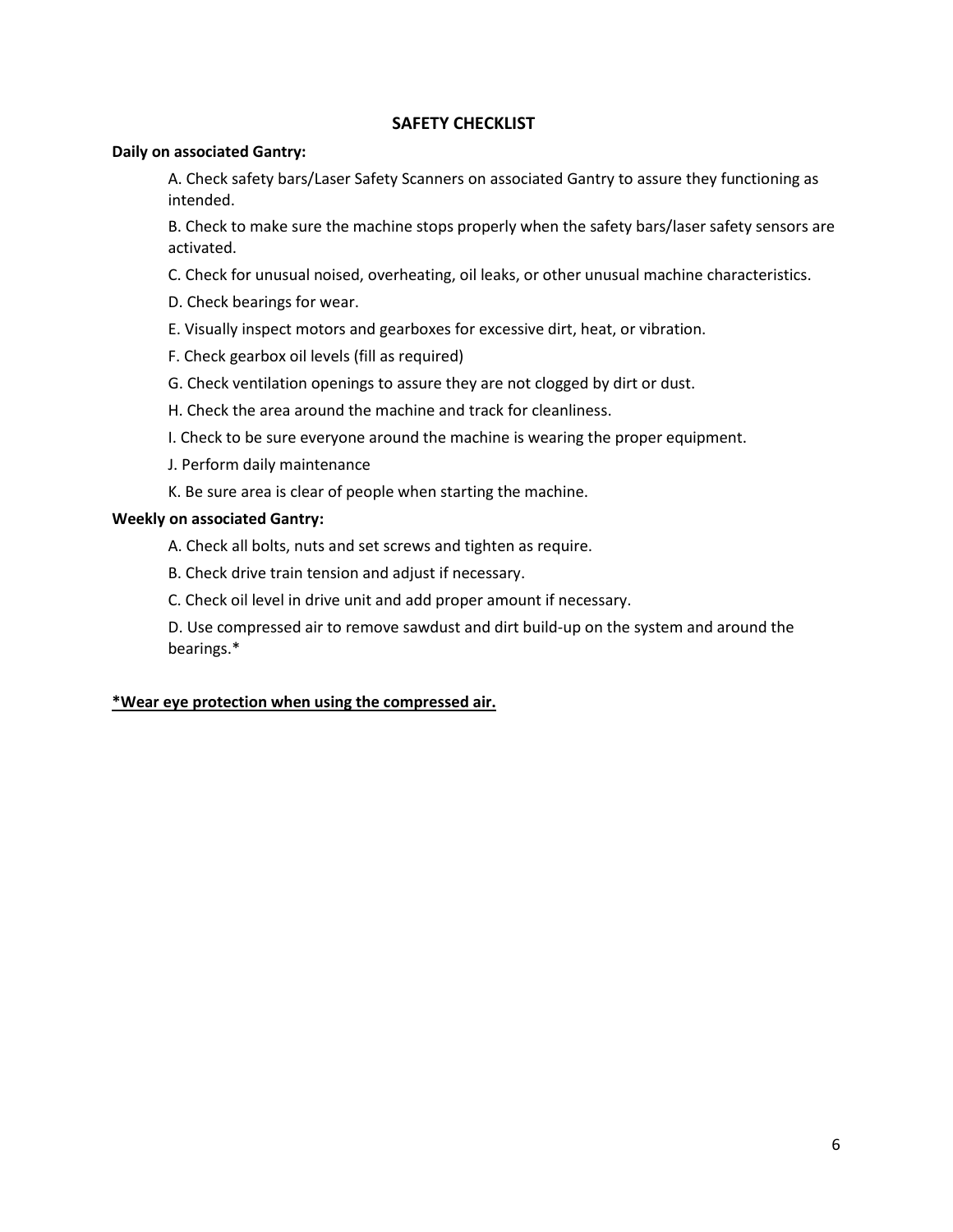## SAFETY CHECKLIST

**Daily on associated Gantry:**

A. Check safety bars/Laser Safety Scanners on associated Gantry to assure they functioning as intended.

B. Check to make sure the machine stops properly when the safety bars/laser safety sensors are activated.

C. Check for unusual noised, overheating, oil leaks, or other unusual machine characteristics.

D. Check bearings for wear.

E. Visually inspect motors and gearboxes for excessive dirt, heat, or vibration.

F. Check gearbox oil levels (fill as required)

G. Check ventilation openings to assure they are not clogged by dirt or dust.

H. Check the area around the machine and track for cleanliness.

I. Check to be sure everyone around the machine is wearing the proper equipment.

J. Perform daily maintenance

K. Be sure area is clear of people when starting the machine.

**Weekly on associated Gantry:**

A. Check all bolts, nuts and set screws and tighten as require.

B. Check drive train tension and adjust if necessary.

C. Check oil level in drive unit and add proper amount if necessary.

D. Use compressed air to remove sawdust and dirt build-up on the system and around the bearings.*

**\*Wear eye protection when using the compressed air.**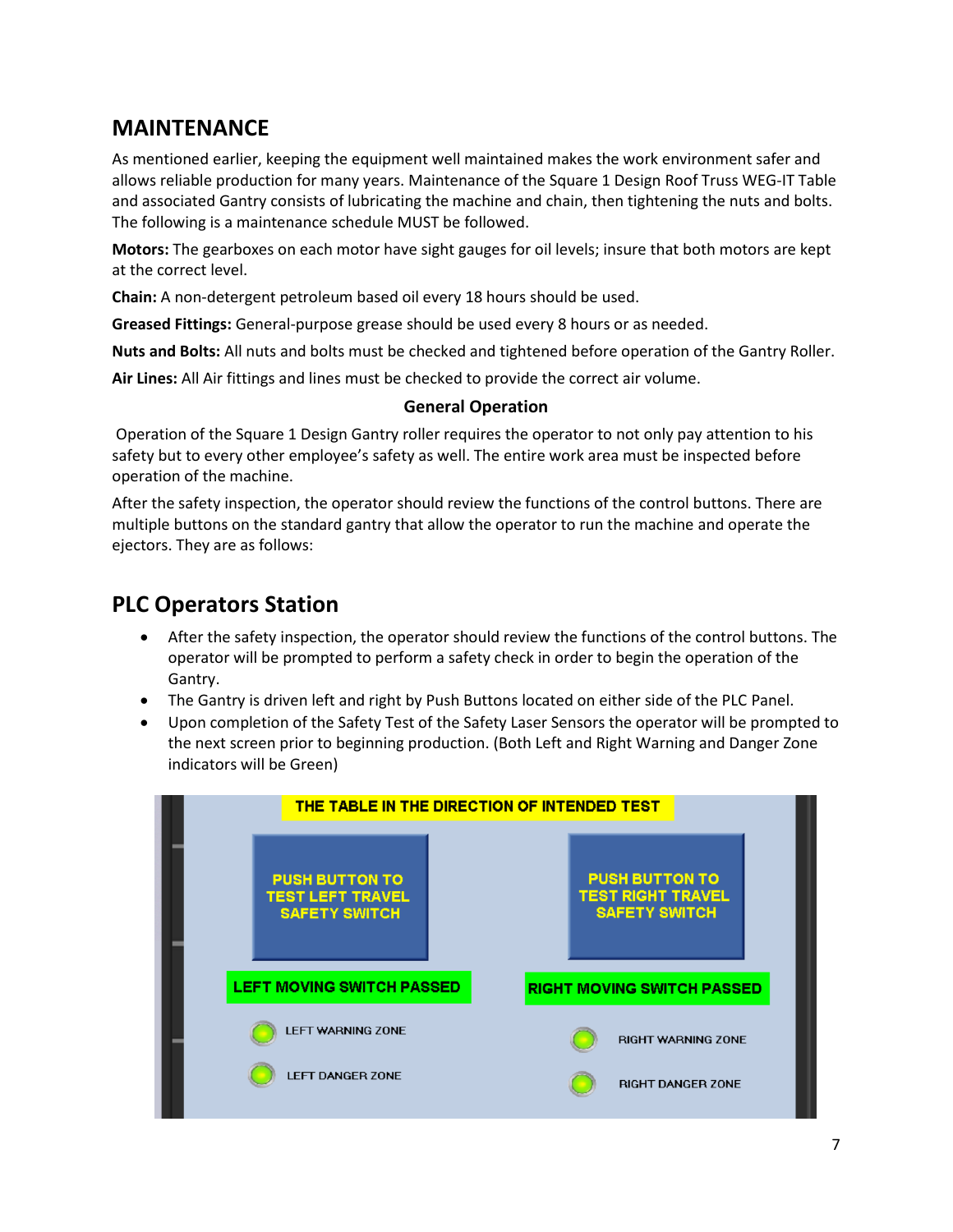## MAINTENANCE

As mentioned earlier, keeping the equipment well maintained makes the work environment safer and allows reliable production for many years. Maintenance of the Square 1 Design Roof Truss WEG-IT Table and associated Gantry consists of lubricating the machine and chain, then tightening the nuts and bolts. The following is a maintenance schedule MUST be followed.

**Motors:** The gearboxes on each motor have sight gauges for oil levels; insure that both motors are kept at the correct level.

**Chain:** A non-detergent petroleum based oil every 18 hours should be used.

**Greased Fittings:** General-purpose grease should be used every 8 hours or as needed.

**Nuts and Bolts:** All nuts and bolts must be checked and tightened before operation of the Gantry Roller.

**Air Lines:** All Air fittings and lines must be checked to provide the correct air volume.

### General Operation

Operation of the Square 1 Design Gantry roller requires the operator to not only pay attention to his safety but to every other employee's safety as well. The entire work area must be inspected before operation of the machine.

After the safety inspection, the operator should review the functions of the control buttons. There are multiple buttons on the standard gantry that allow the operator to run the machine and operate the ejectors. They are as follows:

## PLC Operators Station

- After the safety inspection, the operator should review the functions of the control buttons. The operator will be prompted to perform a safety check in order to begin the operation of the Gantry.
- The Gantry is driven left and right by Push Buttons located on either side of the PLC Panel.
- Upon completion of the Safety Test of the Safety Laser Sensors the operator will be prompted to the next screen prior to beginning production. (Both Left and Right Warning and Danger Zone indicators will be Green)

THE TABLE IN THE DIRECTION OF INTENDED TEST

PUSH BUTTON TO TEST LEFT TRAVEL SAFETY SWITCH

PUSH BUTTON TO TEST RIGHT TRAVEL SAFETY SWITCH

LEFT MOVING SWITCH PASSED

RIGHT MOVING SWITCH PASSED

LEFT WARNING ZONE

LEFT DANGER ZONE

RIGHT WARNING ZONE

RIGHT DANGER ZONE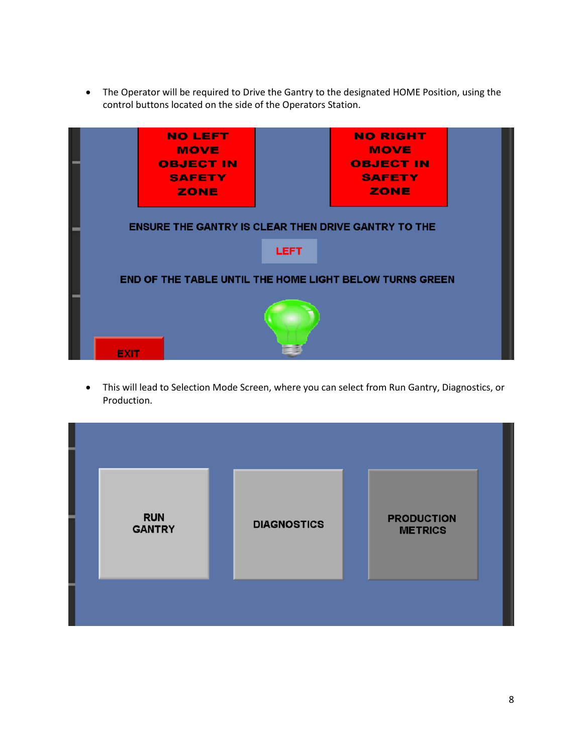- The Operator will be required to Drive the Gantry to the designated HOME Position, using the control buttons located on the side of the Operators Station.

NO LEFT MOVE OBJECT IN SAFETY ZONE

NO RIGHT MOVE OBJECT IN SAFETY ZONE

ENSURE THE GANTRY IS CLEAR THEN DRIVE GANTRY TO THE

LEFT

END OF THE TABLE UNTIL THE HOME LIGHT BELOW TURNS GREEN

EXIT

- This will lead to Selection Mode Screen, where you can select from Run Gantry, Diagnostics, or Production.

RUN GANTRY

DIAGNOSTICS

PRODUCTION METRICS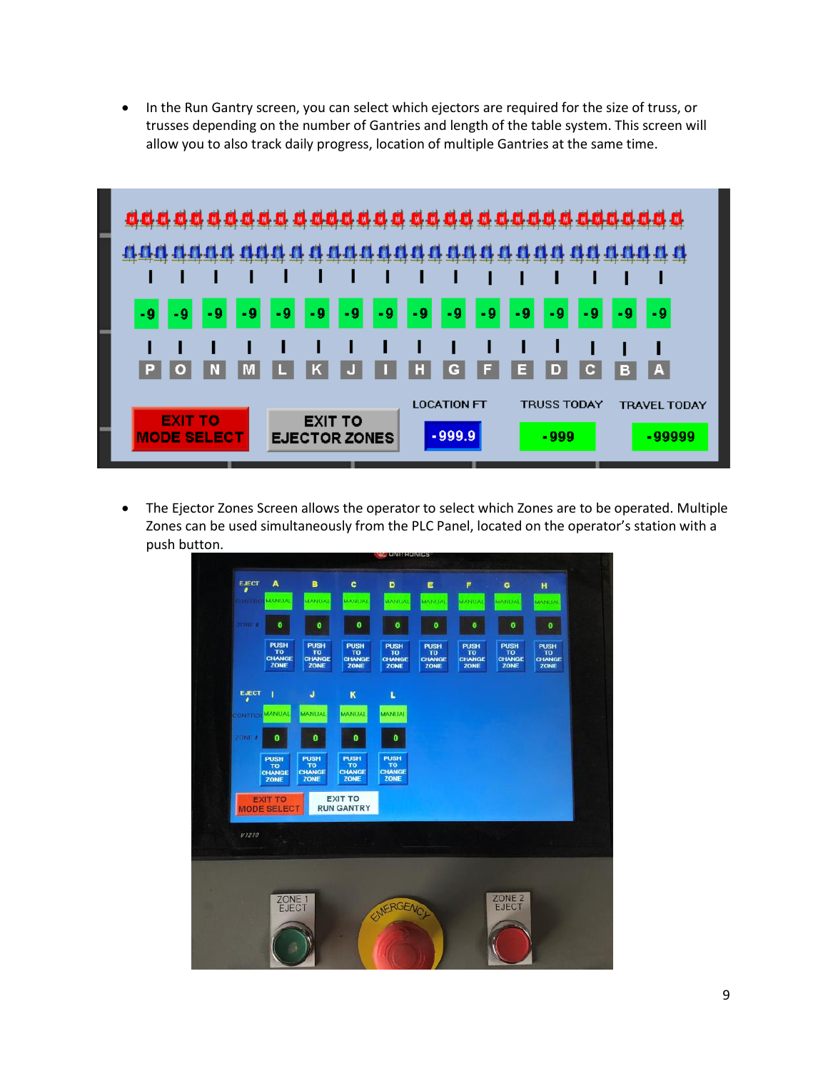- In the Run Gantry screen, you can select which ejectors are required for the size of truss, or trusses depending on the number of Gantries and length of the table system. This screen will allow you to also track daily progress, location of multiple Gantries at the same time.

- The Ejector Zones Screen allows the operator to select which Zones are to be operated. Multiple Zones can be used simultaneously from the PLC Panel, located on the operator's station with a push button.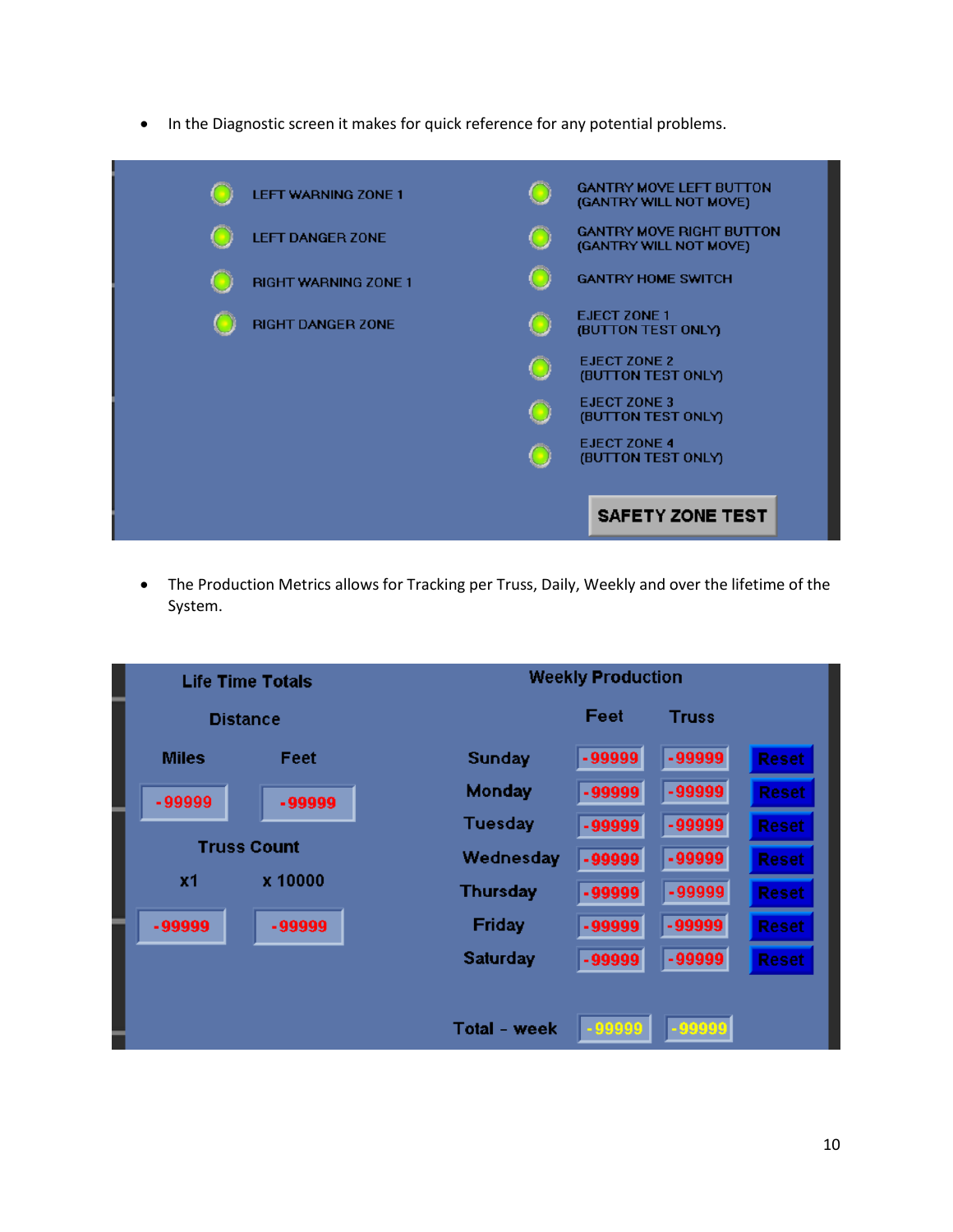- In the Diagnostic screen it makes for quick reference for any potential problems.

| | |
|---|---|
| LEFT WARNING ZONE 1 | GANTRY MOVE LEFT BUTTON (GANTRY WILL NOT MOVE) |
| LEFT DANGER ZONE | GANTRY MOVE RIGHT BUTTON (GANTRY WILL NOT MOVE) |
| RIGHT WARNING ZONE 1 | GANTRY HOME SWITCH |
| RIGHT DANGER ZONE | EJECT ZONE 1 (BUTTON TEST ONLY) |
| | EJECT ZONE 2 (BUTTON TEST ONLY) |
| | EJECT ZONE 3 (BUTTON TEST ONLY) |
| | EJECT ZONE 4 (BUTTON TEST ONLY) |
| | SAFETY ZONE TEST |

- The Production Metrics allows for Tracking per Truss, Daily, Weekly and over the lifetime of the System.

**Life Time Totals**

Distance

| Miles | Feet |
|---|---|
| -99999 | -99999 |

Truss Count

| x1 | x 10000 |
|---|---|
| -99999 | -99999 |

**Weekly Production**

| | Feet | Truss | |
|---|---|---|---|
| Sunday | -99999 | -99999 | Reset |
| Monday | -99999 | -99999 | Reset |
| Tuesday | -99999 | -99999 | Reset |
| Wednesday | -99999 | -99999 | Reset |
| Thursday | -99999 | -99999 | Reset |
| Friday | -99999 | -99999 | Reset |
| Saturday | -99999 | -99999 | Reset |
| Total - week | -99999 | -99999 | |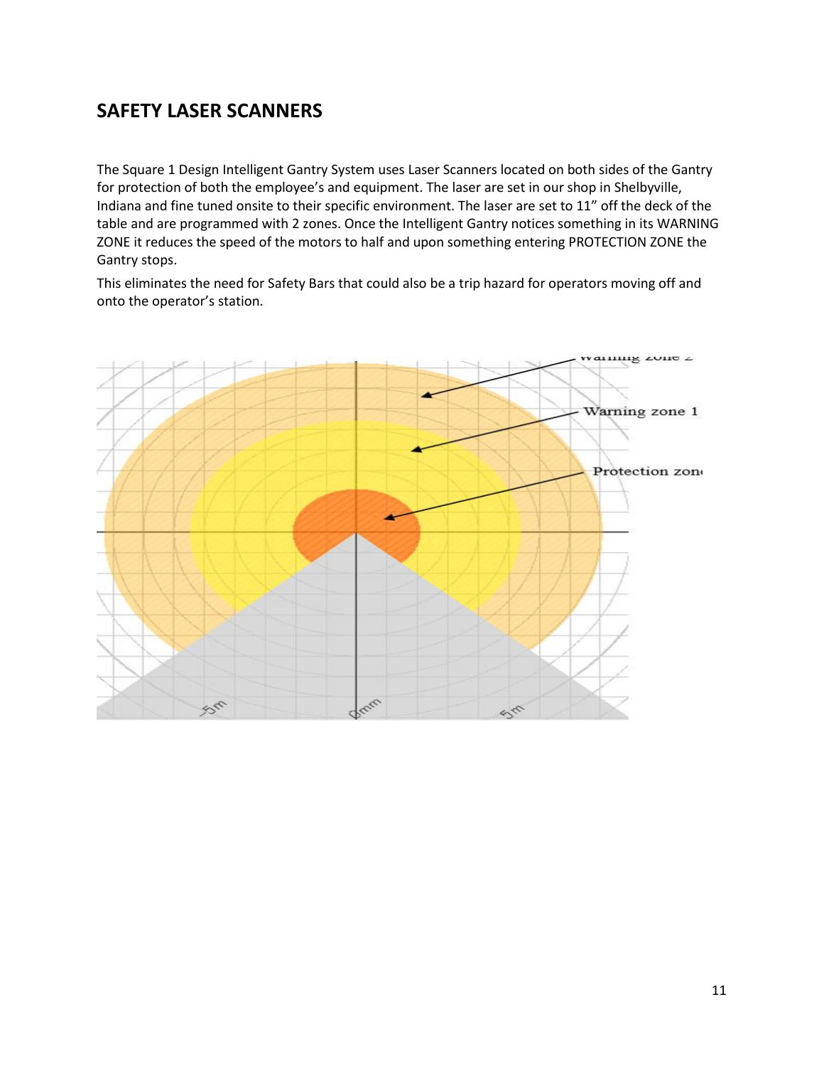## SAFETY LASER SCANNERS

The Square 1 Design Intelligent Gantry System uses Laser Scanners located on both sides of the Gantry for protection of both the employee's and equipment. The laser are set in our shop in Shelbyville, Indiana and fine tuned onsite to their specific environment. The laser are set to 11" off the deck of the table and are programmed with 2 zones. Once the Intelligent Gantry notices something in its WARNING ZONE it reduces the speed of the motors to half and upon something entering PROTECTION ZONE the Gantry stops.

This eliminates the need for Safety Bars that could also be a trip hazard for operators moving off and onto the operator's station.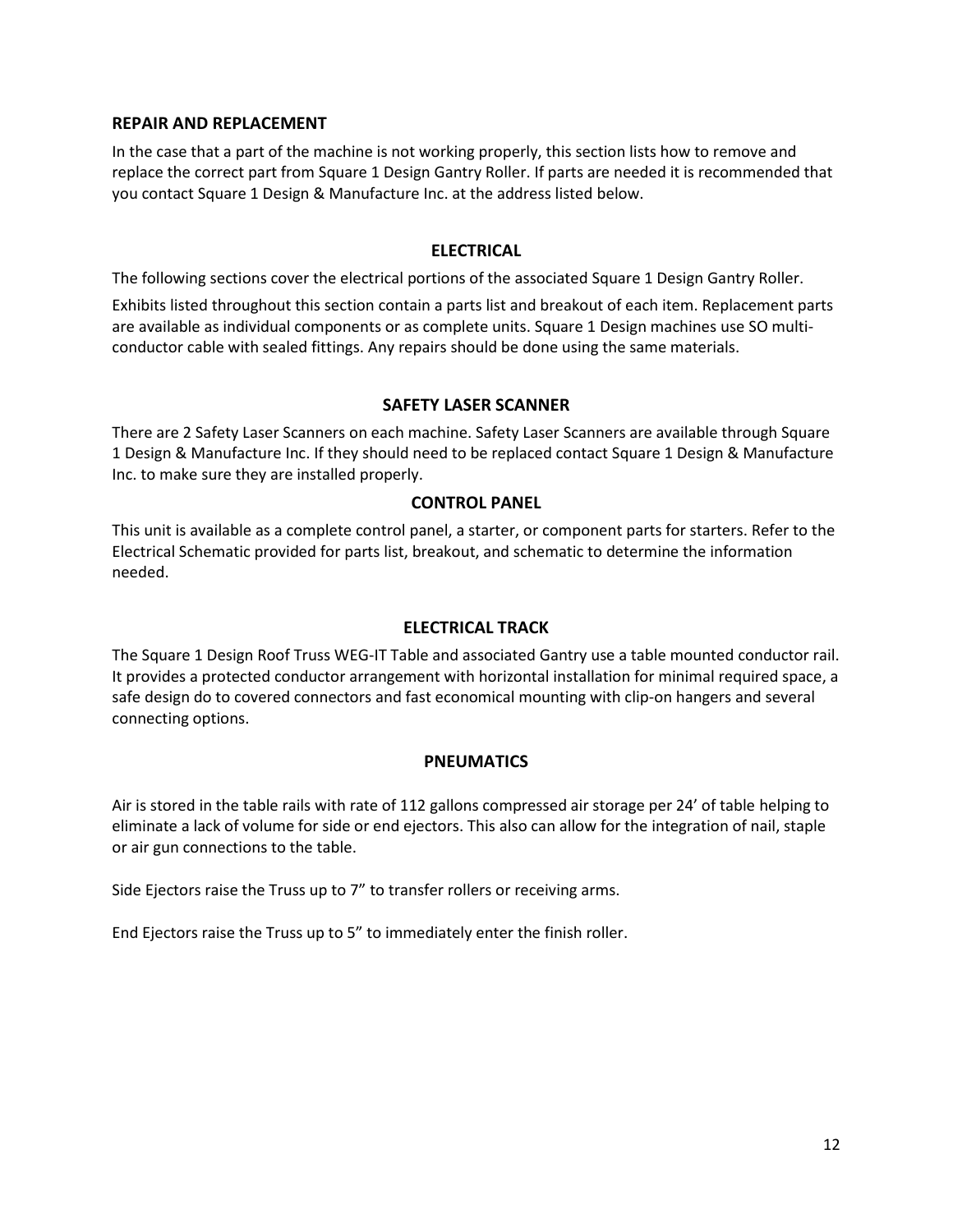## REPAIR AND REPLACEMENT

In the case that a part of the machine is not working properly, this section lists how to remove and replace the correct part from Square 1 Design Gantry Roller. If parts are needed it is recommended that you contact Square 1 Design & Manufacture Inc. at the address listed below.

### ELECTRICAL

The following sections cover the electrical portions of the associated Square 1 Design Gantry Roller.

Exhibits listed throughout this section contain a parts list and breakout of each item. Replacement parts are available as individual components or as complete units. Square 1 Design machines use SO multi-conductor cable with sealed fittings. Any repairs should be done using the same materials.

### SAFETY LASER SCANNER

There are 2 Safety Laser Scanners on each machine. Safety Laser Scanners are available through Square 1 Design & Manufacture Inc. If they should need to be replaced contact Square 1 Design & Manufacture Inc. to make sure they are installed properly.

### CONTROL PANEL

This unit is available as a complete control panel, a starter, or component parts for starters. Refer to the Electrical Schematic provided for parts list, breakout, and schematic to determine the information needed.

### ELECTRICAL TRACK

The Square 1 Design Roof Truss WEG-IT Table and associated Gantry use a table mounted conductor rail. It provides a protected conductor arrangement with horizontal installation for minimal required space, a safe design do to covered connectors and fast economical mounting with clip-on hangers and several connecting options.

### PNEUMATICS

Air is stored in the table rails with rate of 112 gallons compressed air storage per 24' of table helping to eliminate a lack of volume for side or end ejectors. This also can allow for the integration of nail, staple or air gun connections to the table.

Side Ejectors raise the Truss up to 7" to transfer rollers or receiving arms.

End Ejectors raise the Truss up to 5" to immediately enter the finish roller.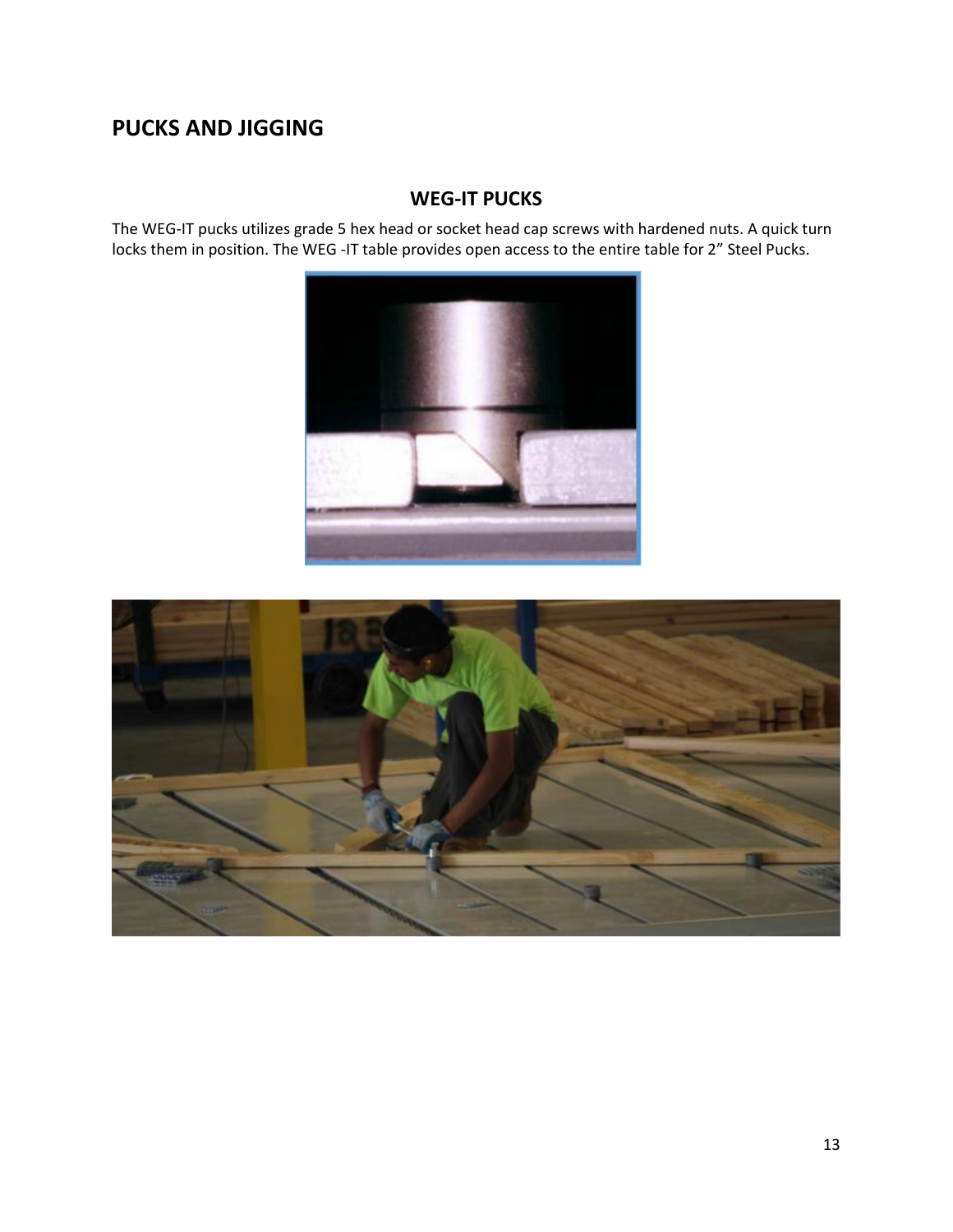## PUCKS AND JIGGING

### WEG-IT PUCKS

The WEG-IT pucks utilizes grade 5 hex head or socket head cap screws with hardened nuts. A quick turn locks them in position. The WEG -IT table provides open access to the entire table for 2” Steel Pucks.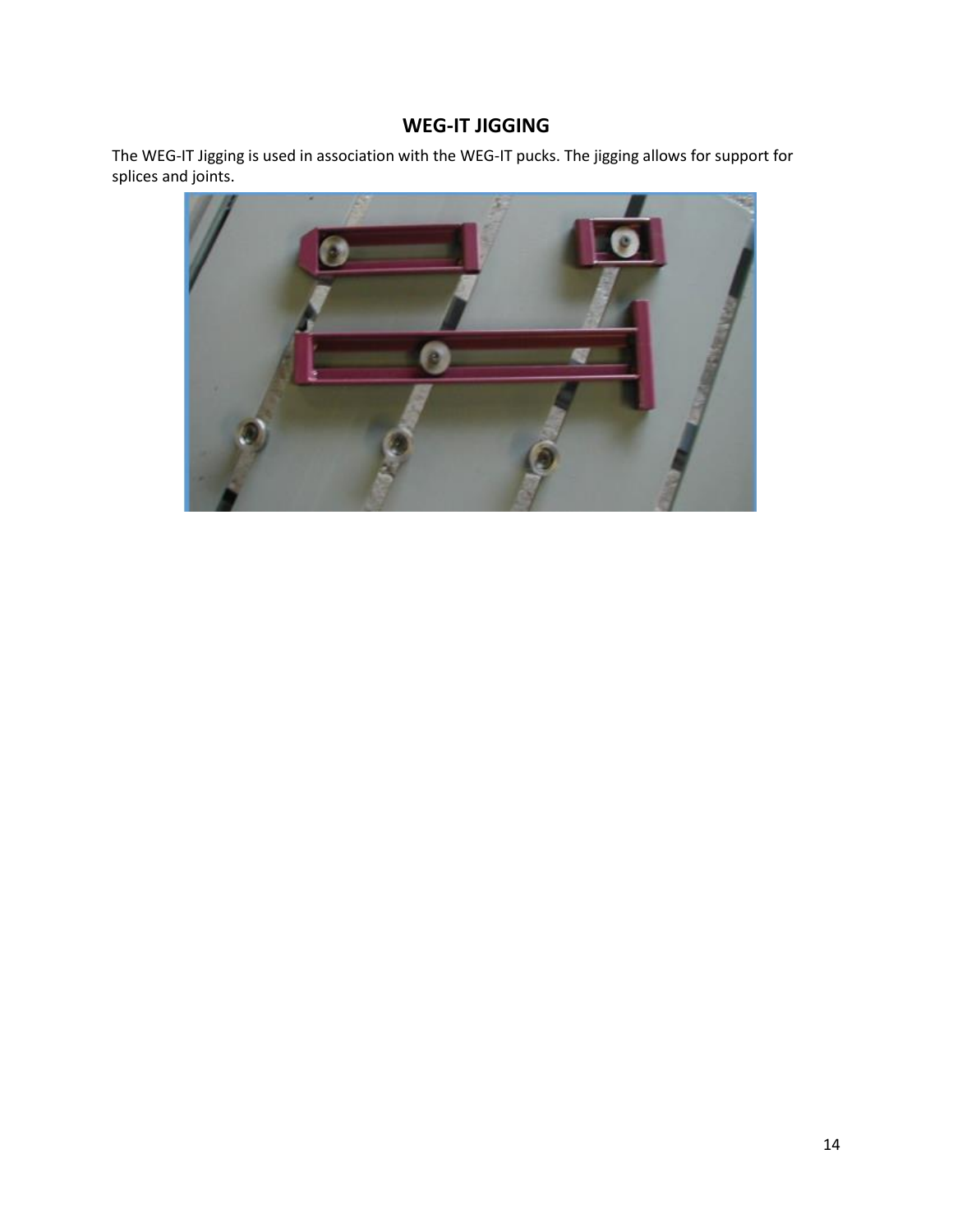## WEG-IT JIGGING

The WEG-IT Jigging is used in association with the WEG-IT pucks. The jigging allows for support for splices and joints.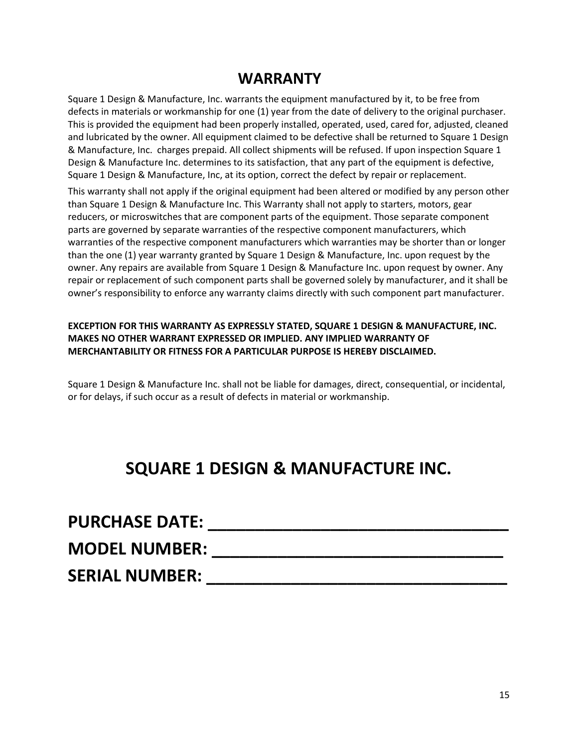# WARRANTY

Square 1 Design & Manufacture, Inc. warrants the equipment manufactured by it, to be free from defects in materials or workmanship for one (1) year from the date of delivery to the original purchaser. This is provided the equipment had been properly installed, operated, used, cared for, adjusted, cleaned and lubricated by the owner. All equipment claimed to be defective shall be returned to Square 1 Design & Manufacture, Inc. charges prepaid. All collect shipments will be refused. If upon inspection Square 1 Design & Manufacture Inc. determines to its satisfaction, that any part of the equipment is defective, Square 1 Design & Manufacture, Inc, at its option, correct the defect by repair or replacement.

This warranty shall not apply if the original equipment had been altered or modified by any person other than Square 1 Design & Manufacture Inc. This Warranty shall not apply to starters, motors, gear reducers, or microswitches that are component parts of the equipment. Those separate component parts are governed by separate warranties of the respective component manufacturers, which warranties of the respective component manufacturers which warranties may be shorter than or longer than the one (1) year warranty granted by Square 1 Design & Manufacture, Inc. upon request by the owner. Any repairs are available from Square 1 Design & Manufacture Inc. upon request by owner. Any repair or replacement of such component parts shall be governed solely by manufacturer, and it shall be owner's responsibility to enforce any warranty claims directly with such component part manufacturer.

**EXCEPTION FOR THIS WARRANTY AS EXPRESSLY STATED, SQUARE 1 DESIGN & MANUFACTURE, INC. MAKES NO OTHER WARRANT EXPRESSED OR IMPLIED. ANY IMPLIED WARRANTY OF MERCHANTABILITY OR FITNESS FOR A PARTICULAR PURPOSE IS HEREBY DISCLAIMED.**

Square 1 Design & Manufacture Inc. shall not be liable for damages, direct, consequential, or incidental, or for delays, if such occur as a result of defects in material or workmanship.

# SQUARE 1 DESIGN & MANUFACTURE INC.

**PURCHASE DATE: ______________________________**

**MODEL NUMBER: ______________________________**

**SERIAL NUMBER: ______________________________**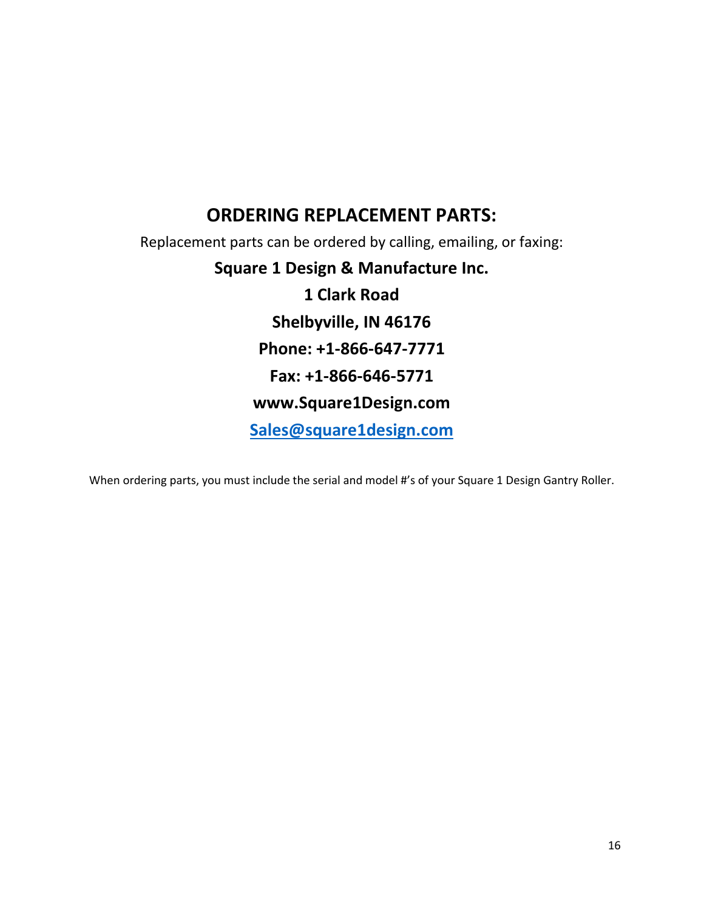## ORDERING REPLACEMENT PARTS:

Replacement parts can be ordered by calling, emailing, or faxing:

**Square 1 Design & Manufacture Inc.**

**1 Clark Road**

**Shelbyville, IN 46176**

**Phone: +1-866-647-7771**

**Fax: +1-866-646-5771**

**www.Square1Design.com**

**Sales@square1design.com**

When ordering parts, you must include the serial and model #'s of your Square 1 Design Gantry Roller.